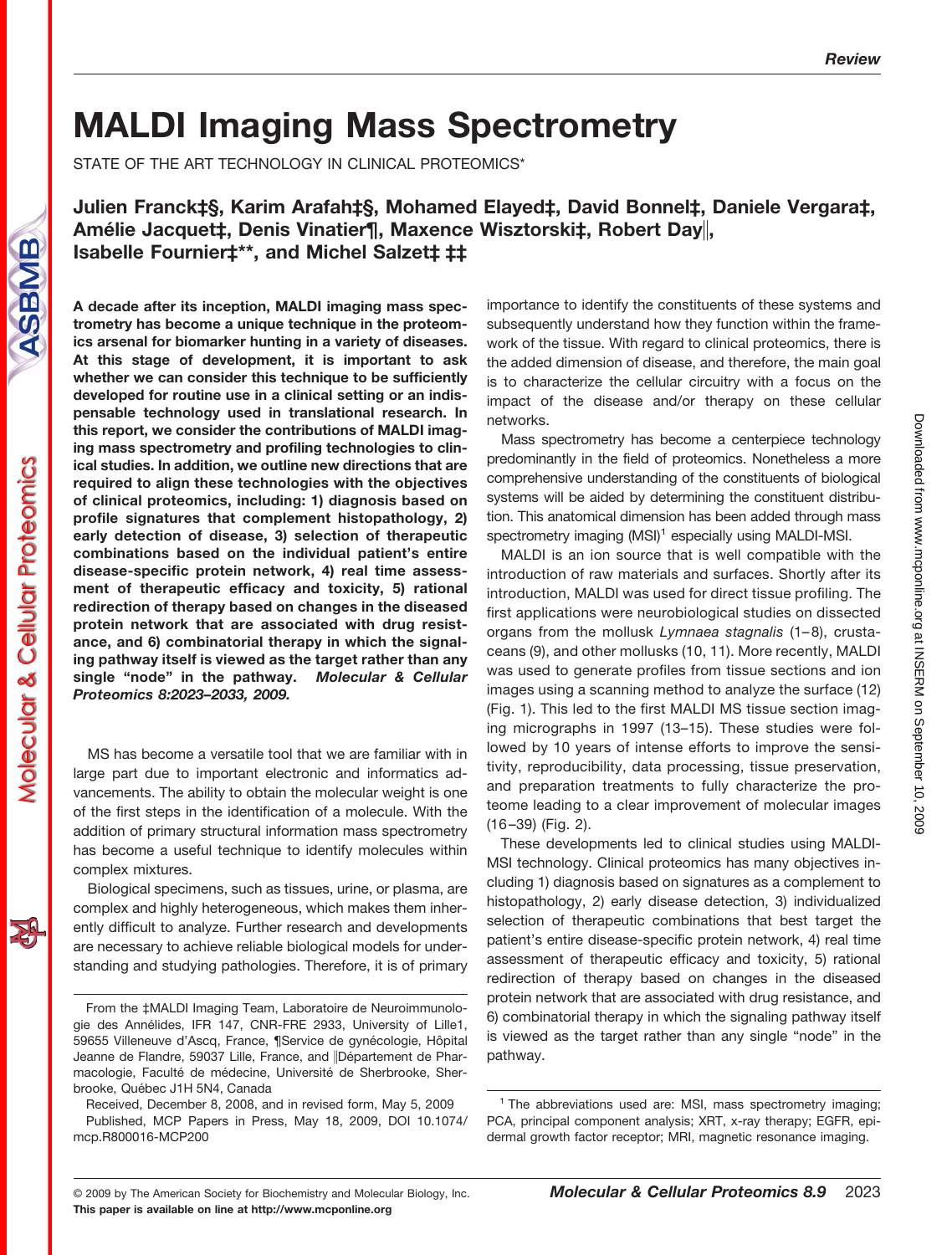# MALDI Imaging Mass Spectrometry

STATE OF THE ART TECHNOLOGY IN CLINICAL PROTEOMICS*

**Julien Franck‡§, Karim Arafah‡§, Mohamed Elayed‡, David Bonnel‡, Daniele Vergara‡, Amélie Jacquet‡, Denis Vinatier¶, Maxence Wisztorski‡, Robert Day‖, Isabelle Fournier‡**, and Michel Salzet‡ ‡‡**

**A decade after its inception, MALDI imaging mass spectrometry has become a unique technique in the proteomics arsenal for biomarker hunting in a variety of diseases. At this stage of development, it is important to ask whether we can consider this technique to be sufficiently developed for routine use in a clinical setting or an indispensable technology used in translational research. In this report, we consider the contributions of MALDI imaging mass spectrometry and profiling technologies to clinical studies. In addition, we outline new directions that are required to align these technologies with the objectives of clinical proteomics, including: 1) diagnosis based on profile signatures that complement histopathology, 2) early detection of disease, 3) selection of therapeutic combinations based on the individual patient's entire disease-specific protein network, 4) real time assessment of therapeutic efficacy and toxicity, 5) rational redirection of therapy based on changes in the diseased protein network that are associated with drug resistance, and 6) combinatorial therapy in which the signaling pathway itself is viewed as the target rather than any single "node" in the pathway.** ***Molecular & Cellular Proteomics 8:2023–2033, 2009.***

MS has become a versatile tool that we are familiar with in large part due to important electronic and informatics advancements. The ability to obtain the molecular weight is one of the first steps in the identification of a molecule. With the addition of primary structural information mass spectrometry has become a useful technique to identify molecules within complex mixtures.

Biological specimens, such as tissues, urine, or plasma, are complex and highly heterogeneous, which makes them inherently difficult to analyze. Further research and developments are necessary to achieve reliable biological models for understanding and studying pathologies. Therefore, it is of primary importance to identify the constituents of these systems and subsequently understand how they function within the framework of the tissue. With regard to clinical proteomics, there is the added dimension of disease, and therefore, the main goal is to characterize the cellular circuitry with a focus on the impact of the disease and/or therapy on these cellular networks.

Mass spectrometry has become a centerpiece technology predominantly in the field of proteomics. Nonetheless a more comprehensive understanding of the constituents of biological systems will be aided by determining the constituent distribution. This anatomical dimension has been added through mass spectrometry imaging (MSI)[1] especially using MALDI-MSI.

MALDI is an ion source that is well compatible with the introduction of raw materials and surfaces. Shortly after its introduction, MALDI was used for direct tissue profiling. The first applications were neurobiological studies on dissected organs from the mollusk *Lymnaea stagnalis* (1–8), crustaceans (9), and other mollusks (10, 11). More recently, MALDI was used to generate profiles from tissue sections and ion images using a scanning method to analyze the surface (12) (Fig. 1). This led to the first MALDI MS tissue section imaging micrographs in 1997 (13–15). These studies were followed by 10 years of intense efforts to improve the sensitivity, reproducibility, data processing, tissue preservation, and preparation treatments to fully characterize the proteome leading to a clear improvement of molecular images (16–39) (Fig. 2).

These developments led to clinical studies using MALDI-MSI technology. Clinical proteomics has many objectives including 1) diagnosis based on signatures as a complement to histopathology, 2) early disease detection, 3) individualized selection of therapeutic combinations that best target the patient's entire disease-specific protein network, 4) real time assessment of therapeutic efficacy and toxicity, 5) rational redirection of therapy based on changes in the diseased protein network that are associated with drug resistance, and 6) combinatorial therapy in which the signaling pathway itself is viewed as the target rather than any single "node" in the pathway.

From the ‡MALDI Imaging Team, Laboratoire de Neuroimmunologie des Annélides, IFR 147, CNR-FRE 2933, University of Lille1, 59655 Villeneuve d'Ascq, France, ¶Service de gynécologie, Hôpital Jeanne de Flandre, 59037 Lille, France, and ‖Département de Pharmacologie, Faculté de médecine, Université de Sherbrooke, Sherbrooke, Québec J1H 5N4, Canada

Received, December 8, 2008, and in revised form, May 5, 2009

Published, MCP Papers in Press, May 18, 2009, DOI 10.1074/mcp.R800016-MCP200

[1] The abbreviations used are: MSI, mass spectrometry imaging; PCA, principal component analysis; XRT, x-ray therapy; EGFR, epidermal growth factor receptor; MRI, magnetic resonance imaging.

© 2009 by The American Society for Biochemistry and Molecular Biology, Inc.
This paper is available on line at http://www.mcponline.org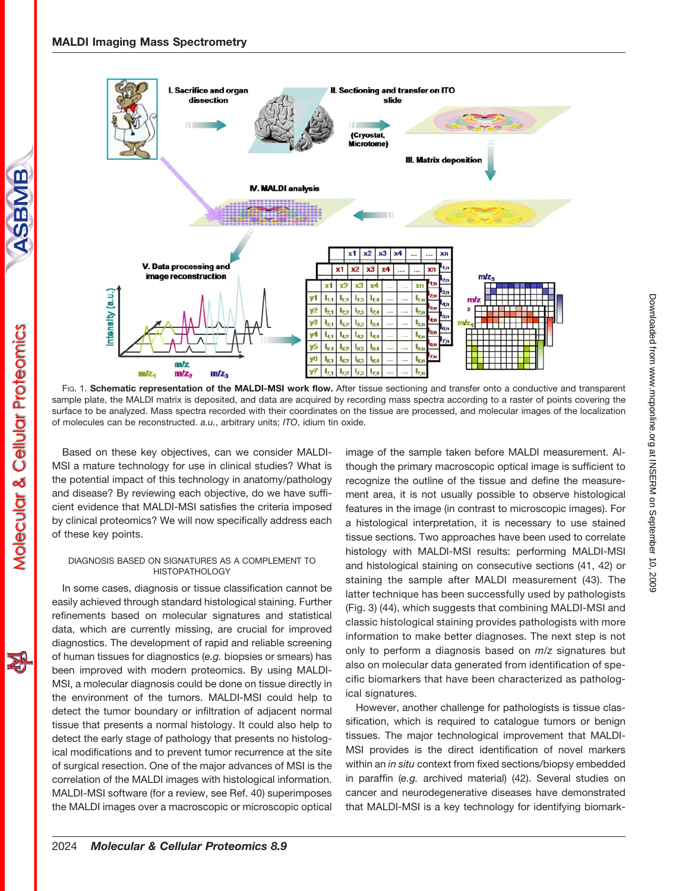I. Sacrifice and organ dissection

II. Sectioning and transfer on ITO slide

(Cryostat, Microtome)

III. Matrix deposition

IV. MALDI analysis

V. Data processing and image reconstruction

Intensity (a.u.)

m/z

m/z1

m/z2

m/z3

x1 x2 x3 x4 ... ... xn

y1 y2 y3 y4 y5 y6 y7

m/z3

m/z2

m/z1

Fig. 1. **Schematic representation of the MALDI-MSI work flow.** After tissue sectioning and transfer onto a conductive and transparent sample plate, the MALDI matrix is deposited, and data are acquired by recording mass spectra according to a raster of points covering the surface to be analyzed. Mass spectra recorded with their coordinates on the tissue are processed, and molecular images of the localization of molecules can be reconstructed. *a.u.*, arbitrary units; *ITO*, idium tin oxide.

Based on these key objectives, can we consider MALDI-MSI a mature technology for use in clinical studies? What is the potential impact of this technology in anatomy/pathology and disease? By reviewing each objective, do we have sufficient evidence that MALDI-MSI satisfies the criteria imposed by clinical proteomics? We will now specifically address each of these key points.

## DIAGNOSIS BASED ON SIGNATURES AS A COMPLEMENT TO HISTOPATHOLOGY

In some cases, diagnosis or tissue classification cannot be easily achieved through standard histological staining. Further refinements based on molecular signatures and statistical data, which are currently missing, are crucial for improved diagnostics. The development of rapid and reliable screening of human tissues for diagnostics (*e.g.* biopsies or smears) has been improved with modern proteomics. By using MALDI-MSI, a molecular diagnosis could be done on tissue directly in the environment of the tumors. MALDI-MSI could help to detect the tumor boundary or infiltration of adjacent normal tissue that presents a normal histology. It could also help to detect the early stage of pathology that presents no histological modifications and to prevent tumor recurrence at the site of surgical resection. One of the major advances of MSI is the correlation of the MALDI images with histological information. MALDI-MSI software (for a review, see Ref. 40) superimposes the MALDI images over a macroscopic or microscopic optical image of the sample taken before MALDI measurement. Although the primary macroscopic optical image is sufficient to recognize the outline of the tissue and define the measurement area, it is not usually possible to observe histological features in the image (in contrast to microscopic images). For a histological interpretation, it is necessary to use stained tissue sections. Two approaches have been used to correlate histology with MALDI-MSI results: performing MALDI-MSI and histological staining on consecutive sections (41, 42) or staining the sample after MALDI measurement (43). The latter technique has been successfully used by pathologists (Fig. 3) (44), which suggests that combining MALDI-MSI and classic histological staining provides pathologists with more information to make better diagnoses. The next step is not only to perform a diagnosis based on *m/z* signatures but also on molecular data generated from identification of specific biomarkers that have been characterized as pathological signatures.

However, another challenge for pathologists is tissue classification, which is required to catalogue tumors or benign tissues. The major technological improvement that MALDI-MSI provides is the direct identification of novel markers within an *in situ* context from fixed sections/biopsy embedded in paraffin (*e.g.* archived material) (42). Several studies on cancer and neurodegenerative diseases have demonstrated that MALDI-MSI is a key technology for identifying biomark-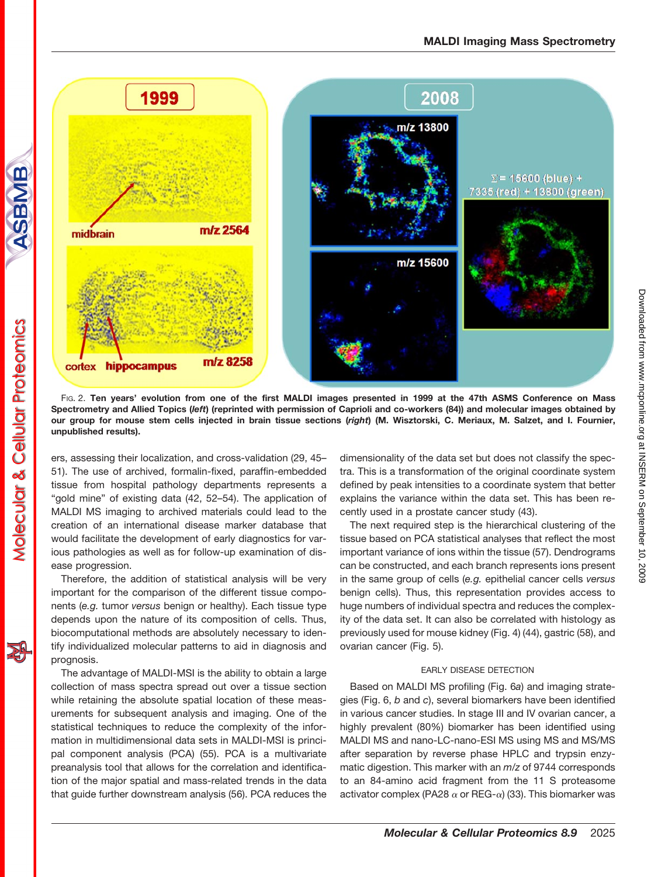1999

midbrain

m/z 2564

cortex

hippocampus

m/z 8258

2008

m/z 13800

m/z 15600

Σ= 15600 (blue) + 7335 (red) + 13800 (green)

Fig. 2. **Ten years' evolution from one of the first MALDI images presented in 1999 at the 47th ASMS Conference on Mass Spectrometry and Allied Topics (*left*) (reprinted with permission of Caprioli and co-workers (84)) and molecular images obtained by our group for mouse stem cells injected in brain tissue sections (*right*) (M. Wisztorski, C. Meriaux, M. Salzet, and I. Fournier, unpublished results).**

ers, assessing their localization, and cross-validation (29, 45–51). The use of archived, formalin-fixed, paraffin-embedded tissue from hospital pathology departments represents a "gold mine" of existing data (42, 52–54). The application of MALDI MS imaging to archived materials could lead to the creation of an international disease marker database that would facilitate the development of early diagnostics for various pathologies as well as for follow-up examination of disease progression.

Therefore, the addition of statistical analysis will be very important for the comparison of the different tissue components (*e.g.* tumor *versus* benign or healthy). Each tissue type depends upon the nature of its composition of cells. Thus, biocomputational methods are absolutely necessary to identify individualized molecular patterns to aid in diagnosis and prognosis.

The advantage of MALDI-MSI is the ability to obtain a large collection of mass spectra spread out over a tissue section while retaining the absolute spatial location of these measurements for subsequent analysis and imaging. One of the statistical techniques to reduce the complexity of the information in multidimensional data sets in MALDI-MSI is principal component analysis (PCA) (55). PCA is a multivariate preanalysis tool that allows for the correlation and identification of the major spatial and mass-related trends in the data that guide further downstream analysis (56). PCA reduces the dimensionality of the data set but does not classify the spectra. This is a transformation of the original coordinate system defined by peak intensities to a coordinate system that better explains the variance within the data set. This has been recently used in a prostate cancer study (43).

The next required step is the hierarchical clustering of the tissue based on PCA statistical analyses that reflect the most important variance of ions within the tissue (57). Dendrograms can be constructed, and each branch represents ions present in the same group of cells (*e.g.* epithelial cancer cells *versus* benign cells). Thus, this representation provides access to huge numbers of individual spectra and reduces the complexity of the data set. It can also be correlated with histology as previously used for mouse kidney (Fig. 4) (44), gastric (58), and ovarian cancer (Fig. 5).

## EARLY DISEASE DETECTION

Based on MALDI MS profiling (Fig. 6*a*) and imaging strategies (Fig. 6, *b* and c), several biomarkers have been identified in various cancer studies. In stage III and IV ovarian cancer, a highly prevalent (80%) biomarker has been identified using MALDI MS and nano-LC-nano-ESI MS using MS and MS/MS after separation by reverse phase HPLC and trypsin enzymatic digestion. This marker with an *m/z* of 9744 corresponds to an 84-amino acid fragment from the 11 S proteasome activator complex (PA28 $\alpha$ or REG-$\alpha$) (33). This biomarker was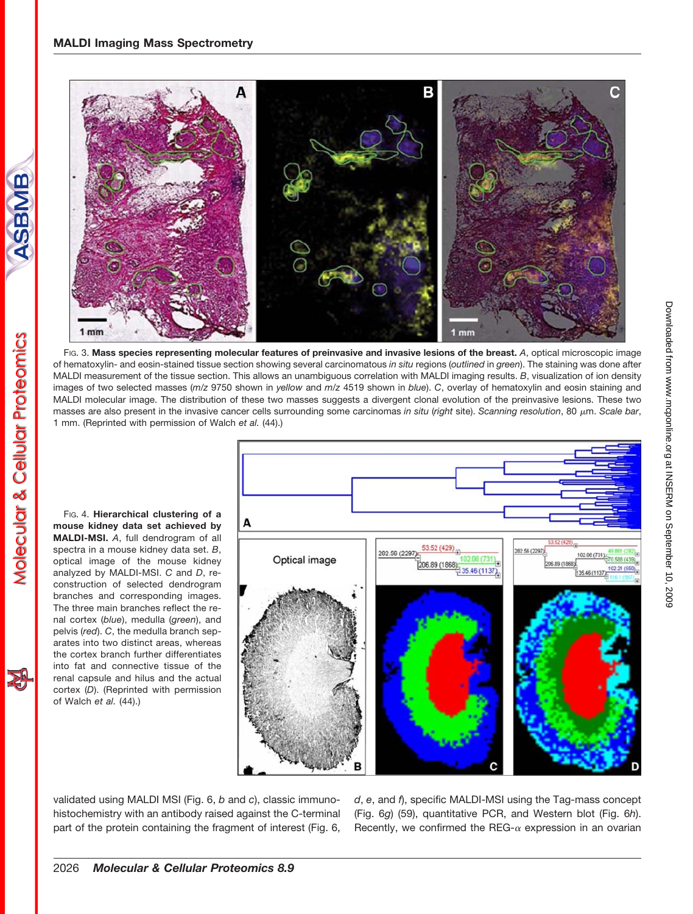Fig. 3. **Mass species representing molecular features of preinvasive and invasive lesions of the breast.** *A*, optical microscopic image of hematoxylin- and eosin-stained tissue section showing several carcinomatous *in situ* regions (*outlined* in *green*). The staining was done after MALDI measurement of the tissue section. This allows an unambiguous correlation with MALDI imaging results. *B*, visualization of ion density images of two selected masses (*m/z* 9750 shown in *yellow* and *m/z* 4519 shown in *blue*). *C*, overlay of hematoxylin and eosin staining and MALDI molecular image. The distribution of these two masses suggests a divergent clonal evolution of the preinvasive lesions. These two masses are also present in the invasive cancer cells surrounding some carcinomas *in situ* (*right* site). *Scanning resolution*, 80 μm. *Scale bar*, 1 mm. (Reprinted with permission of Walch *et al.* (44).)

Fig. 4. **Hierarchical clustering of a mouse kidney data set achieved by MALDI-MSI.** *A*, full dendrogram of all spectra in a mouse kidney data set. *B*, optical image of the mouse kidney analyzed by MALDI-MSI. *C* and *D*, reconstruction of selected dendrogram branches and corresponding images. The three main branches reflect the renal cortex (*blue*), medulla (*green*), and pelvis (*red*). *C*, the medulla branch separates into two distinct areas, whereas the cortex branch further differentiates into fat and connective tissue of the renal capsule and hilus and the actual cortex (*D*). (Reprinted with permission of Walch *et al.* (44).)

validated using MALDI MSI (Fig. 6, *b* and *c*), classic immunohistochemistry with an antibody raised against the C-terminal part of the protein containing the fragment of interest (Fig. 6, *d*, *e*, and *f*), specific MALDI-MSI using the Tag-mass concept (Fig. 6*g*) (59), quantitative PCR, and Western blot (Fig. 6*h*). Recently, we confirmed the REG-α expression in an ovarian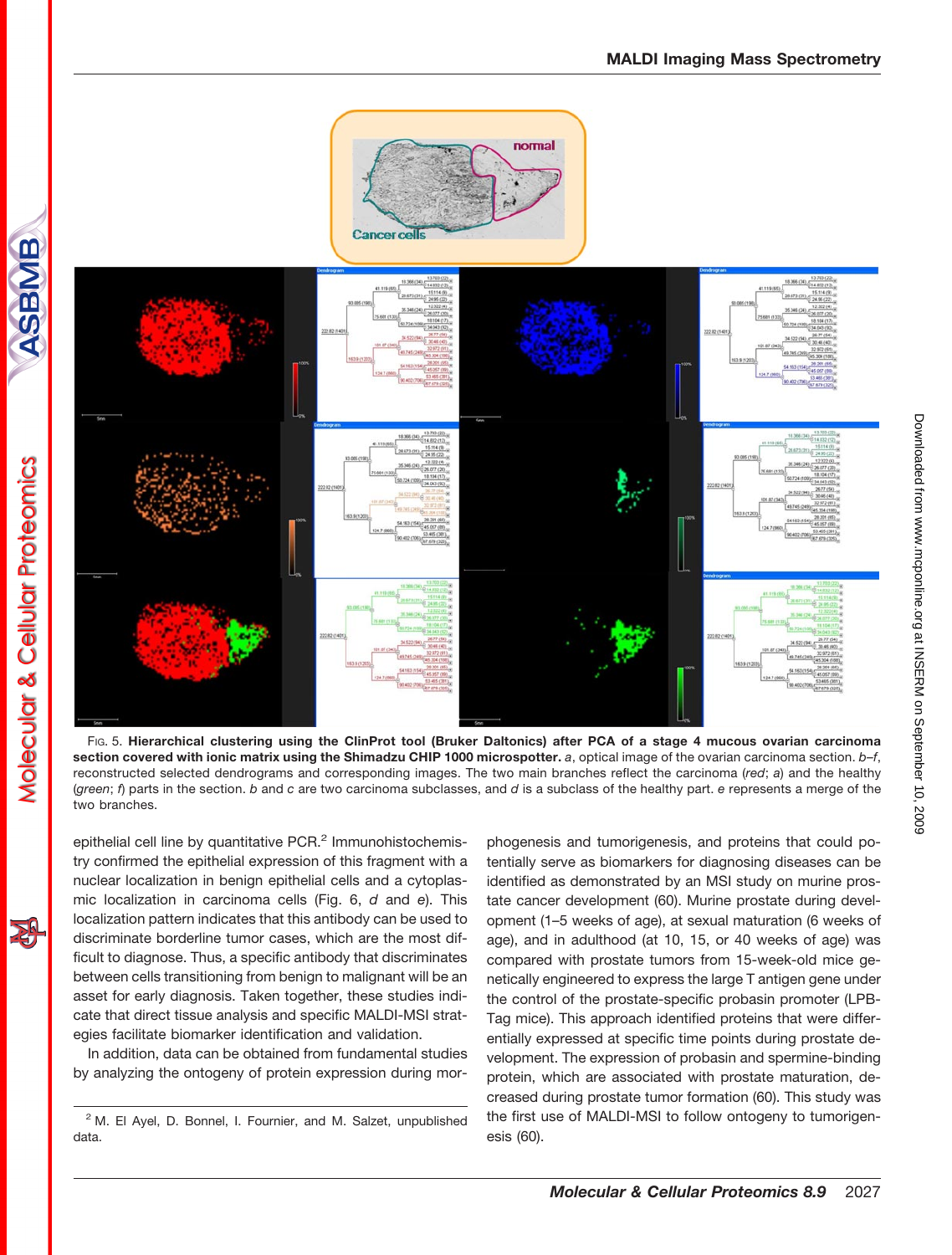normal

Cancer cells

Fig. 5. **Hierarchical clustering using the ClinProt tool (Bruker Daltonics) after PCA of a stage 4 mucous ovarian carcinoma section covered with ionic matrix using the Shimadzu CHIP 1000 microspotter.** *a*, optical image of the ovarian carcinoma section. *b–f*, reconstructed selected dendrograms and corresponding images. The two main branches reflect the carcinoma (*red*; *a*) and the healthy (*green*; *f*) parts in the section. *b* and *c* are two carcinoma subclasses, and *d* is a subclass of the healthy part. *e* represents a merge of the two branches.

epithelial cell line by quantitative PCR.[2] Immunohistochemistry confirmed the epithelial expression of this fragment with a nuclear localization in benign epithelial cells and a cytoplasmic localization in carcinoma cells (Fig. 6, *d* and *e*). This localization pattern indicates that this antibody can be used to discriminate borderline tumor cases, which are the most difficult to diagnose. Thus, a specific antibody that discriminates between cells transitioning from benign to malignant will be an asset for early diagnosis. Taken together, these studies indicate that direct tissue analysis and specific MALDI-MSI strategies facilitate biomarker identification and validation.

In addition, data can be obtained from fundamental studies by analyzing the ontogeny of protein expression during morphogenesis and tumorigenesis, and proteins that could potentially serve as biomarkers for diagnosing diseases can be identified as demonstrated by an MSI study on murine prostate cancer development (60). Murine prostate during development (1–5 weeks of age), at sexual maturation (6 weeks of age), and in adulthood (at 10, 15, or 40 weeks of age) was compared with prostate tumors from 15-week-old mice genetically engineered to express the large T antigen gene under the control of the prostate-specific probasin promoter (LPB-Tag mice). This approach identified proteins that were differentially expressed at specific time points during prostate development. The expression of probasin and spermine-binding protein, which are associated with prostate maturation, decreased during prostate tumor formation (60). This study was the first use of MALDI-MSI to follow ontogeny to tumorigenesis (60).

[2] M. El Ayel, D. Bonnel, I. Fournier, and M. Salzet, unpublished data.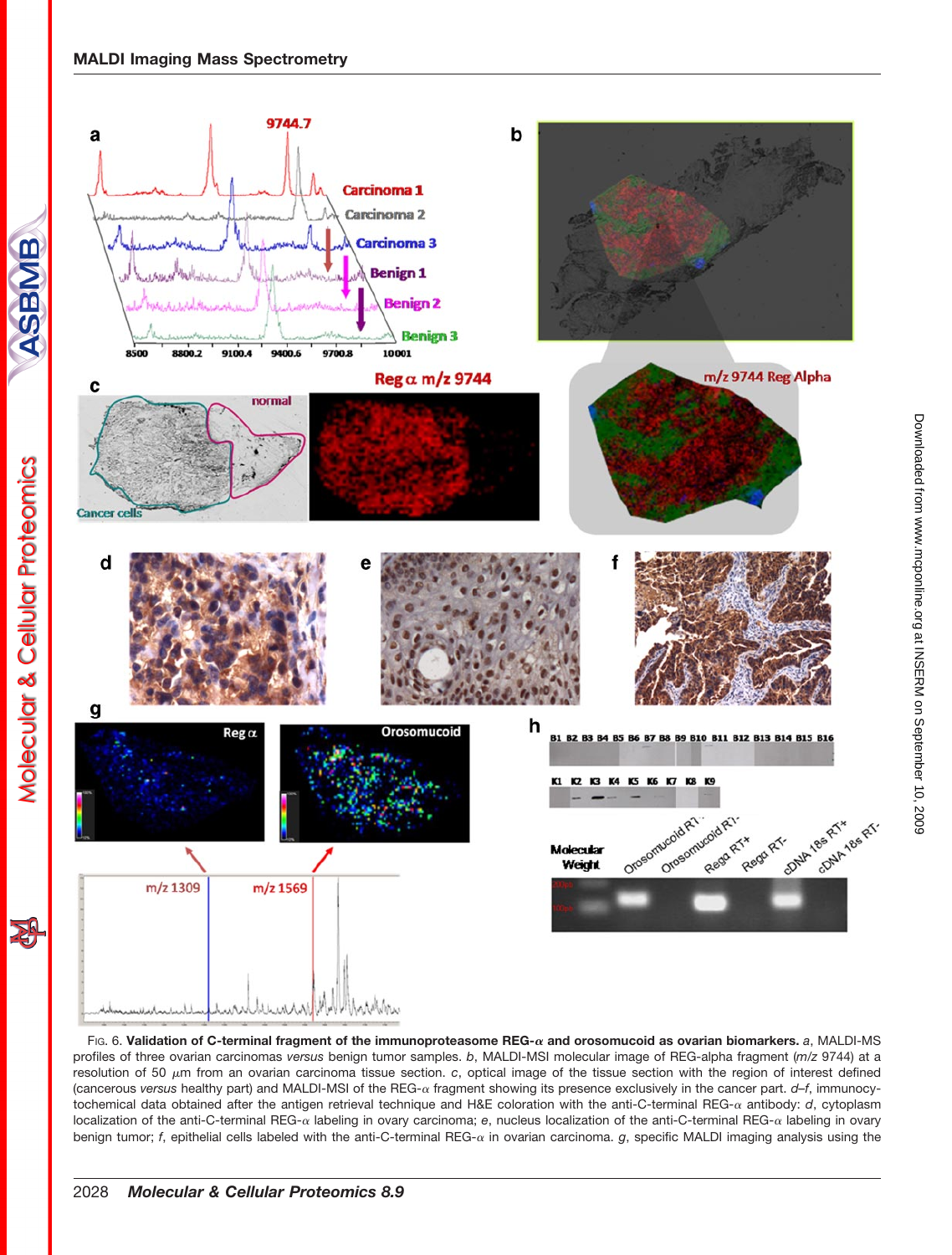Fig. 6. **Validation of C-terminal fragment of the immunoproteasome REG-α and orosomucoid as ovarian biomarkers.** *a*, MALDI-MS profiles of three ovarian carcinomas *versus* benign tumor samples. *b*, MALDI-MSI molecular image of REG-alpha fragment (*m/z* 9744) at a resolution of 50 μm from an ovarian carcinoma tissue section. *c*, optical image of the tissue section with the region of interest defined (cancerous *versus* healthy part) and MALDI-MSI of the REG-α fragment showing its presence exclusively in the cancer part. *d–f*, immunocytochemical data obtained after the antigen retrieval technique and H&E coloration with the anti-C-terminal REG-α antibody: *d*, cytoplasm localization of the anti-C-terminal REG-α labeling in ovary carcinoma; *e*, nucleus localization of the anti-C-terminal REG-α labeling in ovary benign tumor; *f*, epithelial cells labeled with the anti-C-terminal REG-α in ovarian carcinoma. *g*, specific MALDI imaging analysis using the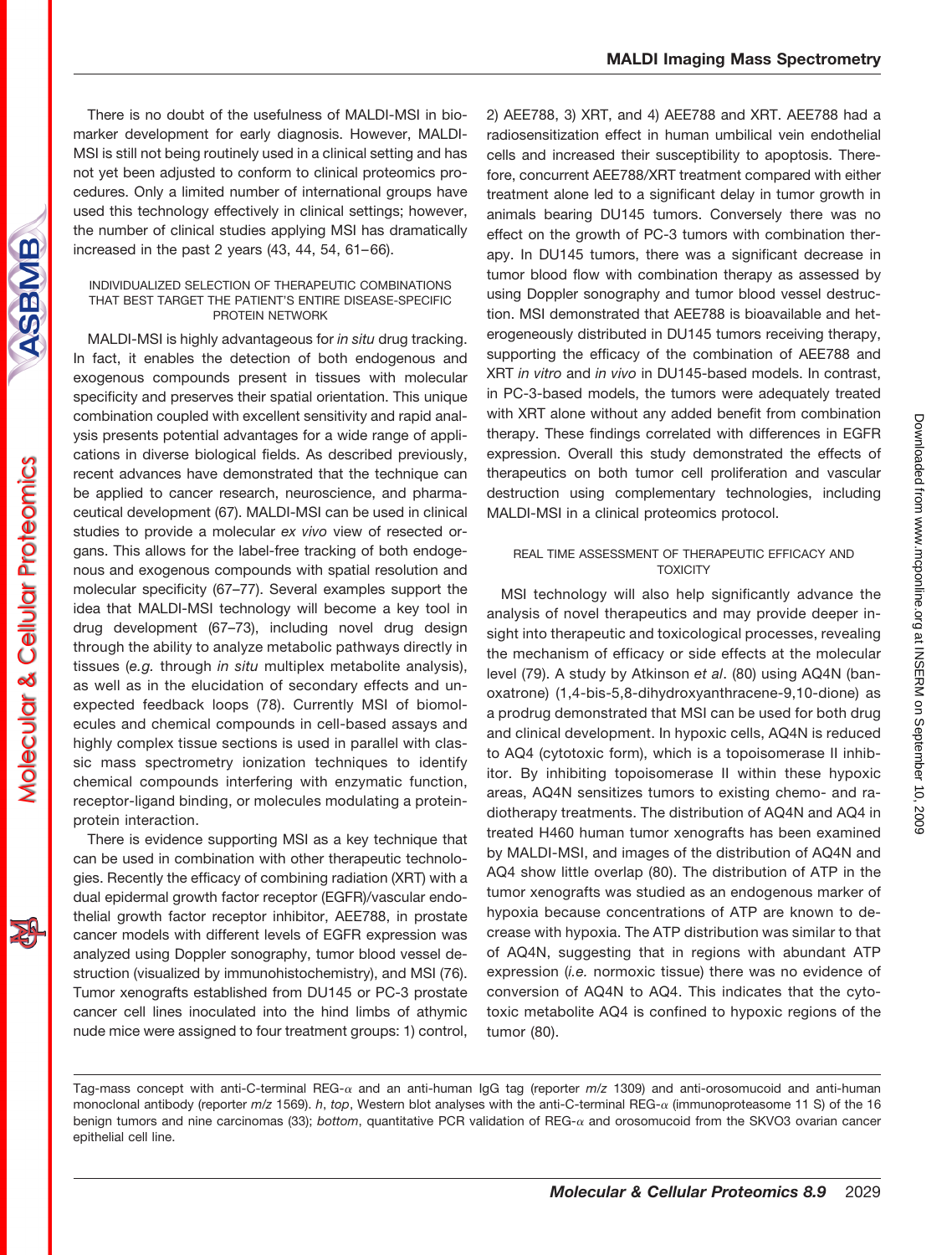There is no doubt of the usefulness of MALDI-MSI in biomarker development for early diagnosis. However, MALDI-MSI is still not being routinely used in a clinical setting and has not yet been adjusted to conform to clinical proteomics procedures. Only a limited number of international groups have used this technology effectively in clinical settings; however, the number of clinical studies applying MSI has dramatically increased in the past 2 years (43, 44, 54, 61–66).

## INDIVIDUALIZED SELECTION OF THERAPEUTIC COMBINATIONS THAT BEST TARGET THE PATIENT'S ENTIRE DISEASE-SPECIFIC PROTEIN NETWORK

MALDI-MSI is highly advantageous for *in situ* drug tracking. In fact, it enables the detection of both endogenous and exogenous compounds present in tissues with molecular specificity and preserves their spatial orientation. This unique combination coupled with excellent sensitivity and rapid analysis presents potential advantages for a wide range of applications in diverse biological fields. As described previously, recent advances have demonstrated that the technique can be applied to cancer research, neuroscience, and pharmaceutical development (67). MALDI-MSI can be used in clinical studies to provide a molecular *ex vivo* view of resected organs. This allows for the label-free tracking of both endogenous and exogenous compounds with spatial resolution and molecular specificity (67–77). Several examples support the idea that MALDI-MSI technology will become a key tool in drug development (67–73), including novel drug design through the ability to analyze metabolic pathways directly in tissues (*e.g.* through *in situ* multiplex metabolite analysis), as well as in the elucidation of secondary effects and unexpected feedback loops (78). Currently MSI of biomolecules and chemical compounds in cell-based assays and highly complex tissue sections is used in parallel with classic mass spectrometry ionization techniques to identify chemical compounds interfering with enzymatic function, receptor-ligand binding, or molecules modulating a protein-protein interaction.

There is evidence supporting MSI as a key technique that can be used in combination with other therapeutic technologies. Recently the efficacy of combining radiation (XRT) with a dual epidermal growth factor receptor (EGFR)/vascular endothelial growth factor receptor inhibitor, AEE788, in prostate cancer models with different levels of EGFR expression was analyzed using Doppler sonography, tumor blood vessel destruction (visualized by immunohistochemistry), and MSI (76). Tumor xenografts established from DU145 or PC-3 prostate cancer cell lines inoculated into the hind limbs of athymic nude mice were assigned to four treatment groups: 1) control, 2) AEE788, 3) XRT, and 4) AEE788 and XRT. AEE788 had a radiosensitization effect in human umbilical vein endothelial cells and increased their susceptibility to apoptosis. Therefore, concurrent AEE788/XRT treatment compared with either treatment alone led to a significant delay in tumor growth in animals bearing DU145 tumors. Conversely there was no effect on the growth of PC-3 tumors with combination therapy. In DU145 tumors, there was a significant decrease in tumor blood flow with combination therapy as assessed by using Doppler sonography and tumor blood vessel destruction. MSI demonstrated that AEE788 is bioavailable and heterogeneously distributed in DU145 tumors receiving therapy, supporting the efficacy of the combination of AEE788 and XRT *in vitro* and *in vivo* in DU145-based models. In contrast, in PC-3-based models, the tumors were adequately treated with XRT alone without any added benefit from combination therapy. These findings correlated with differences in EGFR expression. Overall this study demonstrated the effects of therapeutics on both tumor cell proliferation and vascular destruction using complementary technologies, including MALDI-MSI in a clinical proteomics protocol.

## REAL TIME ASSESSMENT OF THERAPEUTIC EFFICACY AND TOXICITY

MSI technology will also help significantly advance the analysis of novel therapeutics and may provide deeper insight into therapeutic and toxicological processes, revealing the mechanism of efficacy or side effects at the molecular level (79). A study by Atkinson *et al*. (80) using AQ4N (banoxatrone) (1,4-bis-5,8-dihydroxyanthracene-9,10-dione) as a prodrug demonstrated that MSI can be used for both drug and clinical development. In hypoxic cells, AQ4N is reduced to AQ4 (cytotoxic form), which is a topoisomerase II inhibitor. By inhibiting topoisomerase II within these hypoxic areas, AQ4N sensitizes tumors to existing chemo- and radiotherapy treatments. The distribution of AQ4N and AQ4 in treated H460 human tumor xenografts has been examined by MALDI-MSI, and images of the distribution of AQ4N and AQ4 show little overlap (80). The distribution of ATP in the tumor xenografts was studied as an endogenous marker of hypoxia because concentrations of ATP are known to decrease with hypoxia. The ATP distribution was similar to that of AQ4N, suggesting that in regions with abundant ATP expression (*i.e.* normoxic tissue) there was no evidence of conversion of AQ4N to AQ4. This indicates that the cytotoxic metabolite AQ4 is confined to hypoxic regions of the tumor (80).

Tag-mass concept with anti-C-terminal REG-α and an anti-human IgG tag (reporter *m/z* 1309) and anti-orosomucoid and anti-human monoclonal antibody (reporter *m/z* 1569). *h*, *top*, Western blot analyses with the anti-C-terminal REG-α (immunoproteasome 11 S) of the 16 benign tumors and nine carcinomas (33); *bottom*, quantitative PCR validation of REG-α and orosomucoid from the SKVO3 ovarian cancer epithelial cell line.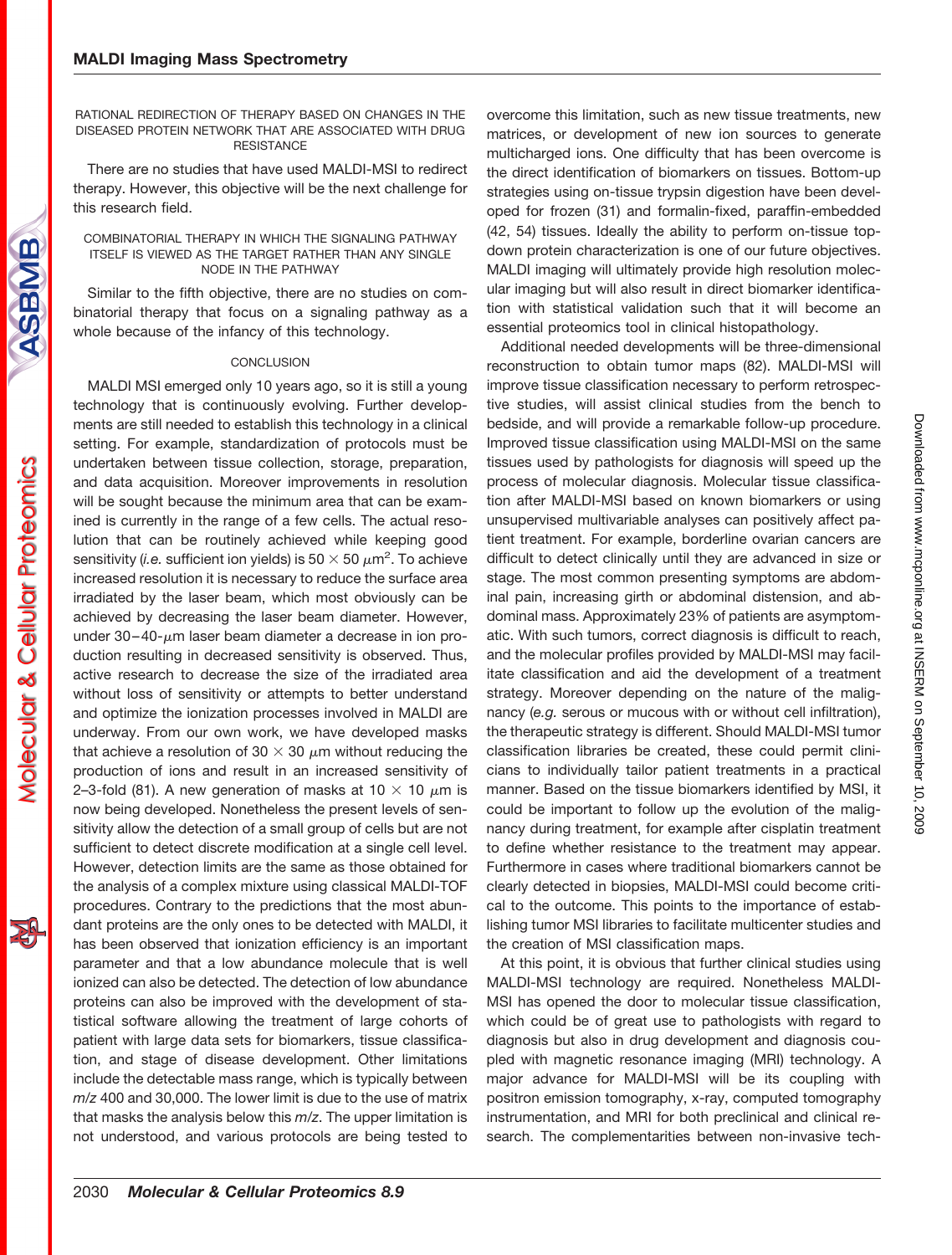### RATIONAL REDIRECTION OF THERAPY BASED ON CHANGES IN THE DISEASED PROTEIN NETWORK THAT ARE ASSOCIATED WITH DRUG RESISTANCE

There are no studies that have used MALDI-MSI to redirect therapy. However, this objective will be the next challenge for this research field.

### COMBINATORIAL THERAPY IN WHICH THE SIGNALING PATHWAY ITSELF IS VIEWED AS THE TARGET RATHER THAN ANY SINGLE NODE IN THE PATHWAY

Similar to the fifth objective, there are no studies on combinatorial therapy that focus on a signaling pathway as a whole because of the infancy of this technology.

## CONCLUSION

MALDI MSI emerged only 10 years ago, so it is still a young technology that is continuously evolving. Further developments are still needed to establish this technology in a clinical setting. For example, standardization of protocols must be undertaken between tissue collection, storage, preparation, and data acquisition. Moreover improvements in resolution will be sought because the minimum area that can be examined is currently in the range of a few cells. The actual resolution that can be routinely achieved while keeping good sensitivity (*i.e.* sufficient ion yields) is $50 \times 50\ \mu m^2$. To achieve increased resolution it is necessary to reduce the surface area irradiated by the laser beam, which most obviously can be achieved by decreasing the laser beam diameter. However, under 30–40-$\mu$m laser beam diameter a decrease in ion production resulting in decreased sensitivity is observed. Thus, active research to decrease the size of the irradiated area without loss of sensitivity or attempts to better understand and optimize the ionization processes involved in MALDI are underway. From our own work, we have developed masks that achieve a resolution of $30 \times 30\ \mu m$ without reducing the production of ions and result in an increased sensitivity of 2–3-fold (81). A new generation of masks at $10 \times 10\ \mu m$ is now being developed. Nonetheless the present levels of sensitivity allow the detection of a small group of cells but are not sufficient to detect discrete modification at a single cell level. However, detection limits are the same as those obtained for the analysis of a complex mixture using classical MALDI-TOF procedures. Contrary to the predictions that the most abundant proteins are the only ones to be detected with MALDI, it has been observed that ionization efficiency is an important parameter and that a low abundance molecule that is well ionized can also be detected. The detection of low abundance proteins can also be improved with the development of statistical software allowing the treatment of large cohorts of patient with large data sets for biomarkers, tissue classification, and stage of disease development. Other limitations include the detectable mass range, which is typically between *m/z* 400 and 30,000. The lower limit is due to the use of matrix that masks the analysis below this *m/z*. The upper limitation is not understood, and various protocols are being tested to overcome this limitation, such as new tissue treatments, new matrices, or development of new ion sources to generate multicharged ions. One difficulty that has been overcome is the direct identification of biomarkers on tissues. Bottom-up strategies using on-tissue trypsin digestion have been developed for frozen (31) and formalin-fixed, paraffin-embedded (42, 54) tissues. Ideally the ability to perform on-tissue top-down protein characterization is one of our future objectives. MALDI imaging will ultimately provide high resolution molecular imaging but will also result in direct biomarker identification with statistical validation such that it will become an essential proteomics tool in clinical histopathology.

Additional needed developments will be three-dimensional reconstruction to obtain tumor maps (82). MALDI-MSI will improve tissue classification necessary to perform retrospective studies, will assist clinical studies from the bench to bedside, and will provide a remarkable follow-up procedure. Improved tissue classification using MALDI-MSI on the same tissues used by pathologists for diagnosis will speed up the process of molecular diagnosis. Molecular tissue classification after MALDI-MSI based on known biomarkers or using unsupervised multivariable analyses can positively affect patient treatment. For example, borderline ovarian cancers are difficult to detect clinically until they are advanced in size or stage. The most common presenting symptoms are abdominal pain, increasing girth or abdominal distension, and abdominal mass. Approximately 23% of patients are asymptomatic. With such tumors, correct diagnosis is difficult to reach, and the molecular profiles provided by MALDI-MSI may facilitate classification and aid the development of a treatment strategy. Moreover depending on the nature of the malignancy (*e.g.* serous or mucous with or without cell infiltration), the therapeutic strategy is different. Should MALDI-MSI tumor classification libraries be created, these could permit clinicians to individually tailor patient treatments in a practical manner. Based on the tissue biomarkers identified by MSI, it could be important to follow up the evolution of the malignancy during treatment, for example after cisplatin treatment to define whether resistance to the treatment may appear. Furthermore in cases where traditional biomarkers cannot be clearly detected in biopsies, MALDI-MSI could become critical to the outcome. This points to the importance of establishing tumor MSI libraries to facilitate multicenter studies and the creation of MSI classification maps.

At this point, it is obvious that further clinical studies using MALDI-MSI technology are required. Nonetheless MALDI-MSI has opened the door to molecular tissue classification, which could be of great use to pathologists with regard to diagnosis but also in drug development and diagnosis coupled with magnetic resonance imaging (MRI) technology. A major advance for MALDI-MSI will be its coupling with positron emission tomography, x-ray, computed tomography instrumentation, and MRI for both preclinical and clinical research. The complementarities between non-invasive tech-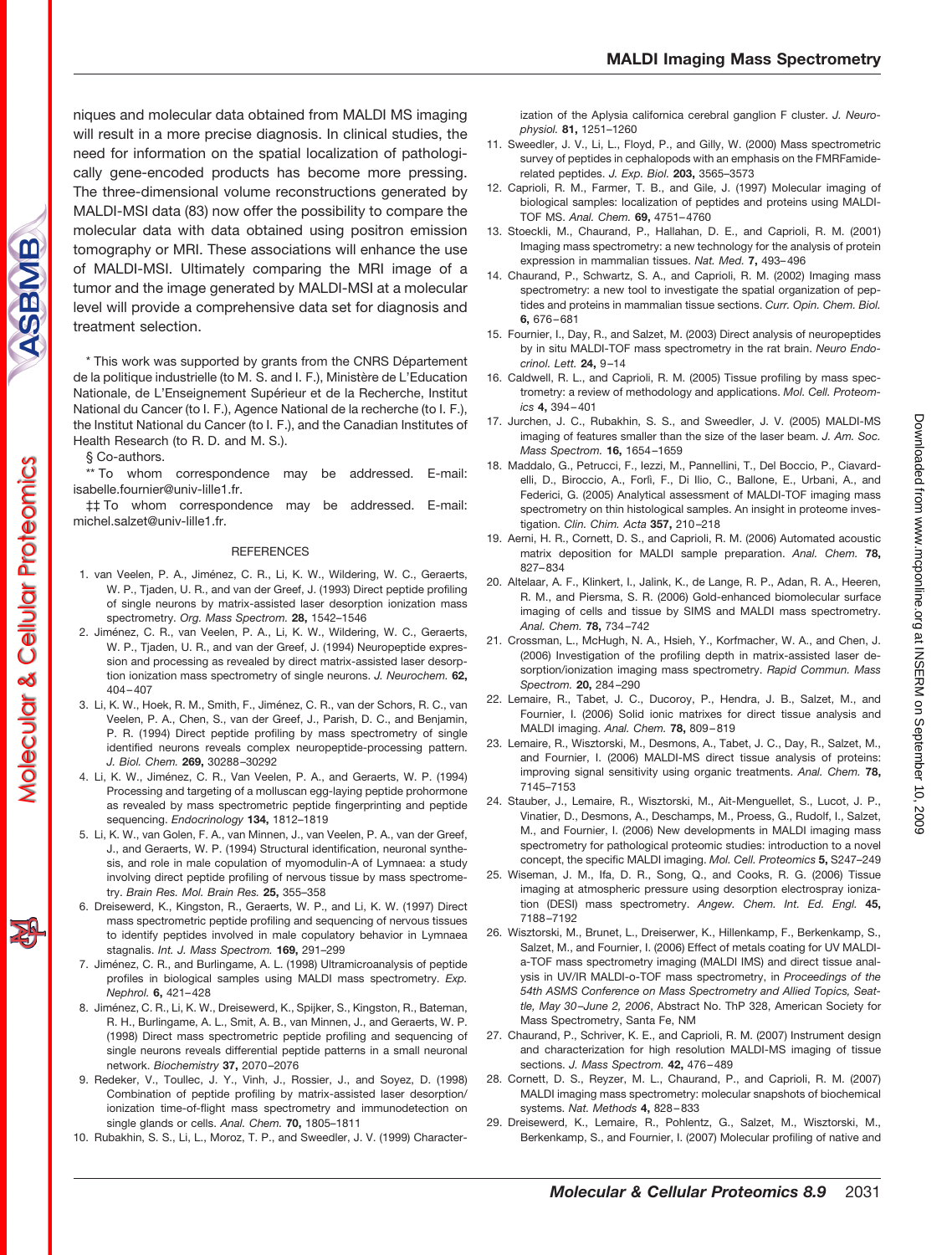niques and molecular data obtained from MALDI MS imaging will result in a more precise diagnosis. In clinical studies, the need for information on the spatial localization of pathologically gene-encoded products has become more pressing. The three-dimensional volume reconstructions generated by MALDI-MSI data (83) now offer the possibility to compare the molecular data with data obtained using positron emission tomography or MRI. These associations will enhance the use of MALDI-MSI. Ultimately comparing the MRI image of a tumor and the image generated by MALDI-MSI at a molecular level will provide a comprehensive data set for diagnosis and treatment selection.

\* This work was supported by grants from the CNRS Département de la politique industrielle (to M. S. and I. F.), Ministère de L'Education Nationale, de L'Enseignement Supérieur et de la Recherche, Institut National du Cancer (to I. F.), Agence National de la recherche (to I. F.), the Institut National du Cancer (to I. F.), and the Canadian Institutes of Health Research (to R. D. and M. S.).

§ Co-authors.

\*\* To whom correspondence may be addressed. E-mail: isabelle.fournier@univ-lille1.fr.

‡‡ To whom correspondence may be addressed. E-mail: michel.salzet@univ-lille1.fr.

## REFERENCES

1. van Veelen, P. A., Jiménez, C. R., Li, K. W., Wildering, W. C., Geraerts, W. P., Tjaden, U. R., and van der Greef, J. (1993) Direct peptide profiling of single neurons by matrix-assisted laser desorption ionization mass spectrometry. *Org. Mass Spectrom.* **28,** 1542–1546
2. Jiménez, C. R., van Veelen, P. A., Li, K. W., Wildering, W. C., Geraerts, W. P., Tjaden, U. R., and van der Greef, J. (1994) Neuropeptide expression and processing as revealed by direct matrix-assisted laser desorption ionization mass spectrometry of single neurons. *J. Neurochem.* **62,** 404–407
3. Li, K. W., Hoek, R. M., Smith, F., Jiménez, C. R., van der Schors, R. C., van Veelen, P. A., Chen, S., van der Greef, J., Parish, D. C., and Benjamin, P. R. (1994) Direct peptide profiling by mass spectrometry of single identified neurons reveals complex neuropeptide-processing pattern. *J. Biol. Chem.* **269,** 30288–30292
4. Li, K. W., Jiménez, C. R., Van Veelen, P. A., and Geraerts, W. P. (1994) Processing and targeting of a molluscan egg-laying peptide prohormone as revealed by mass spectrometric peptide fingerprinting and peptide sequencing. *Endocrinology* **134,** 1812–1819
5. Li, K. W., van Golen, F. A., van Minnen, J., van Veelen, P. A., van der Greef, J., and Geraerts, W. P. (1994) Structural identification, neuronal synthesis, and role in male copulation of myomodulin-A of Lymnaea: a study involving direct peptide profiling of nervous tissue by mass spectrometry. *Brain Res. Mol. Brain Res.* **25,** 355–358
6. Dreisewerd, K., Kingston, R., Geraerts, W. P., and Li, K. W. (1997) Direct mass spectrometric peptide profiling and sequencing of nervous tissues to identify peptides involved in male copulatory behavior in Lymnaea stagnalis. *Int. J. Mass Spectrom.* **169,** 291–299
7. Jiménez, C. R., and Burlingame, A. L. (1998) Ultramicroanalysis of peptide profiles in biological samples using MALDI mass spectrometry. *Exp. Nephrol.* **6,** 421–428
8. Jiménez, C. R., Li, K. W., Dreisewerd, K., Spijker, S., Kingston, R., Bateman, R. H., Burlingame, A. L., Smit, A. B., van Minnen, J., and Geraerts, W. P. (1998) Direct mass spectrometric peptide profiling and sequencing of single neurons reveals differential peptide patterns in a small neuronal network. *Biochemistry* **37,** 2070–2076
9. Redeker, V., Toullec, J. Y., Vinh, J., Rossier, J., and Soyez, D. (1998) Combination of peptide profiling by matrix-assisted laser desorption/ionization time-of-flight mass spectrometry and immunodetection on single glands or cells. *Anal. Chem.* **70,** 1805–1811
10. Rubakhin, S. S., Li, L., Moroz, T. P., and Sweedler, J. V. (1999) Characterization of the Aplysia californica cerebral ganglion F cluster. *J. Neurophysiol.* **81,** 1251–1260
11. Sweedler, J. V., Li, L., Floyd, P., and Gilly, W. (2000) Mass spectrometric survey of peptides in cephalopods with an emphasis on the FMRFamide-related peptides. *J. Exp. Biol.* **203,** 3565–3573
12. Caprioli, R. M., Farmer, T. B., and Gile, J. (1997) Molecular imaging of biological samples: localization of peptides and proteins using MALDI-TOF MS. *Anal. Chem.* **69,** 4751–4760
13. Stoeckli, M., Chaurand, P., Hallahan, D. E., and Caprioli, R. M. (2001) Imaging mass spectrometry: a new technology for the analysis of protein expression in mammalian tissues. *Nat. Med.* **7,** 493–496
14. Chaurand, P., Schwartz, S. A., and Caprioli, R. M. (2002) Imaging mass spectrometry: a new tool to investigate the spatial organization of peptides and proteins in mammalian tissue sections. *Curr. Opin. Chem. Biol.* **6,** 676–681
15. Fournier, I., Day, R., and Salzet, M. (2003) Direct analysis of neuropeptides by in situ MALDI-TOF mass spectrometry in the rat brain. *Neuro Endocrinol. Lett.* **24,** 9–14
16. Caldwell, R. L., and Caprioli, R. M. (2005) Tissue profiling by mass spectrometry: a review of methodology and applications. *Mol. Cell. Proteomics* **4,** 394–401
17. Jurchen, J. C., Rubakhin, S. S., and Sweedler, J. V. (2005) MALDI-MS imaging of features smaller than the size of the laser beam. *J. Am. Soc. Mass Spectrom.* **16,** 1654–1659
18. Maddalo, G., Petrucci, F., Iezzi, M., Pannellini, T., Del Boccio, P., Ciavardelli, D., Biroccio, A., Forlì, F., Di Ilio, C., Ballone, E., Urbani, A., and Federici, G. (2005) Analytical assessment of MALDI-TOF imaging mass spectrometry on thin histological samples. An insight in proteome investigation. *Clin. Chim. Acta* **357,** 210–218
19. Aerni, H. R., Cornett, D. S., and Caprioli, R. M. (2006) Automated acoustic matrix deposition for MALDI sample preparation. *Anal. Chem.* **78,** 827–834
20. Altelaar, A. F., Klinkert, I., Jalink, K., de Lange, R. P., Adan, R. A., Heeren, R. M., and Piersma, S. R. (2006) Gold-enhanced biomolecular surface imaging of cells and tissue by SIMS and MALDI mass spectrometry. *Anal. Chem.* **78,** 734–742
21. Crossman, L., McHugh, N. A., Hsieh, Y., Korfmacher, W. A., and Chen, J. (2006) Investigation of the profiling depth in matrix-assisted laser desorption/ionization imaging mass spectrometry. *Rapid Commun. Mass Spectrom.* **20,** 284–290
22. Lemaire, R., Tabet, J. C., Ducoroy, P., Hendra, J. B., Salzet, M., and Fournier, I. (2006) Solid ionic matrixes for direct tissue analysis and MALDI imaging. *Anal. Chem.* **78,** 809–819
23. Lemaire, R., Wisztorski, M., Desmons, A., Tabet, J. C., Day, R., Salzet, M., and Fournier, I. (2006) MALDI-MS direct tissue analysis of proteins: improving signal sensitivity using organic treatments. *Anal. Chem.* **78,** 7145–7153
24. Stauber, J., Lemaire, R., Wisztorski, M., Ait-Menguellet, S., Lucot, J. P., Vinatier, D., Desmons, A., Deschamps, M., Proess, G., Rudolf, I., Salzet, M., and Fournier, I. (2006) New developments in MALDI imaging mass spectrometry for pathological proteomic studies: introduction to a novel concept, the specific MALDI imaging. *Mol. Cell. Proteomics* **5,** S247–249
25. Wiseman, J. M., Ifa, D. R., Song, Q., and Cooks, R. G. (2006) Tissue imaging at atmospheric pressure using desorption electrospray ionization (DESI) mass spectrometry. *Angew. Chem. Int. Ed. Engl.* **45,** 7188–7192
26. Wisztorski, M., Brunet, L., Dreiserwer, K., Hillenkamp, F., Berkenkamp, S., Salzet, M., and Fournier, I. (2006) Effect of metals coating for UV MALDI-a-TOF mass spectrometry imaging (MALDI IMS) and direct tissue analysis in UV/IR MALDI-o-TOF mass spectrometry, in *Proceedings of the 54th ASMS Conference on Mass Spectrometry and Allied Topics, Seattle, May 30–June 2, 2006*, Abstract No. ThP 328, American Society for Mass Spectrometry, Santa Fe, NM
27. Chaurand, P., Schriver, K. E., and Caprioli, R. M. (2007) Instrument design and characterization for high resolution MALDI-MS imaging of tissue sections. *J. Mass Spectrom.* **42,** 476–489
28. Cornett, D. S., Reyzer, M. L., Chaurand, P., and Caprioli, R. M. (2007) MALDI imaging mass spectrometry: molecular snapshots of biochemical systems. *Nat. Methods* **4,** 828–833
29. Dreisewerd, K., Lemaire, R., Pohlentz, G., Salzet, M., Wisztorski, M., Berkenkamp, S., and Fournier, I. (2007) Molecular profiling of native and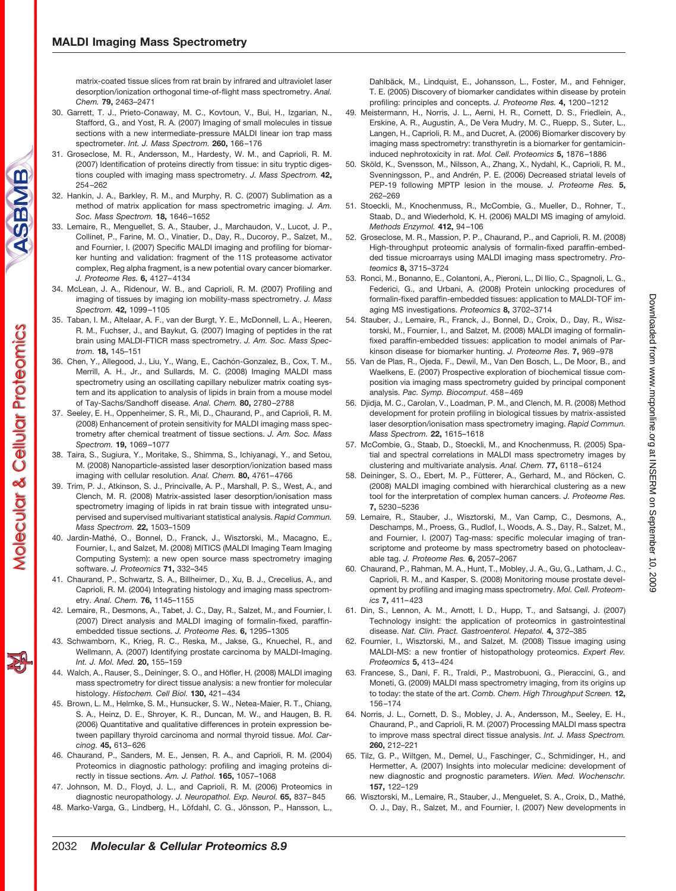matrix-coated tissue slices from rat brain by infrared and ultraviolet laser desorption/ionization orthogonal time-of-flight mass spectrometry. *Anal. Chem.* **79,** 2463–2471

30. Garrett, T. J., Prieto-Conaway, M. C., Kovtoun, V., Bui, H., Izgarian, N., Stafford, G., and Yost, R. A. (2007) Imaging of small molecules in tissue sections with a new intermediate-pressure MALDI linear ion trap mass spectrometer. *Int. J. Mass Spectrom.* **260,** 166–176
31. Groseclose, M. R., Andersson, M., Hardesty, W. M., and Caprioli, R. M. (2007) Identification of proteins directly from tissue: in situ tryptic digestions coupled with imaging mass spectrometry. *J. Mass Spectrom.* **42,** 254–262
32. Hankin, J. A., Barkley, R. M., and Murphy, R. C. (2007) Sublimation as a method of matrix application for mass spectrometric imaging. *J. Am. Soc. Mass Spectrom.* **18,** 1646–1652
33. Lemaire, R., Menguellet, S. A., Stauber, J., Marchaudon, V., Lucot, J. P., Collinet, P., Farine, M. O., Vinatier, D., Day, R., Ducoroy, P., Salzet, M., and Fournier, I. (2007) Specific MALDI imaging and profiling for biomarker hunting and validation: fragment of the 11S proteasome activator complex, Reg alpha fragment, is a new potential ovary cancer biomarker. *J. Proteome Res.* **6,** 4127–4134
34. McLean, J. A., Ridenour, W. B., and Caprioli, R. M. (2007) Profiling and imaging of tissues by imaging ion mobility-mass spectrometry. *J. Mass Spectrom.* **42,** 1099–1105
35. Taban, I. M., Altelaar, A. F., van der Burgt, Y. E., McDonnell, L. A., Heeren, R. M., Fuchser, J., and Baykut, G. (2007) Imaging of peptides in the rat brain using MALDI-FTICR mass spectrometry. *J. Am. Soc. Mass Spectrom.* **18,** 145–151
36. Chen, Y., Allegood, J., Liu, Y., Wang, E., Cachón-Gonzalez, B., Cox, T. M., Merrill, A. H., Jr., and Sullards, M. C. (2008) Imaging MALDI mass spectrometry using an oscillating capillary nebulizer matrix coating system and its application to analysis of lipids in brain from a mouse model of Tay-Sachs/Sandhoff disease. *Anal. Chem.* **80,** 2780–2788
37. Seeley, E. H., Oppenheimer, S. R., Mi, D., Chaurand, P., and Caprioli, R. M. (2008) Enhancement of protein sensitivity for MALDI imaging mass spectrometry after chemical treatment of tissue sections. *J. Am. Soc. Mass Spectrom.* **19,** 1069–1077
38. Taira, S., Sugiura, Y., Moritake, S., Shimma, S., Ichiyanagi, Y., and Setou, M. (2008) Nanoparticle-assisted laser desorption/ionization based mass imaging with cellular resolution. *Anal. Chem.* **80,** 4761–4766
39. Trim, P. J., Atkinson, S. J., Princivalle, A. P., Marshall, P. S., West, A., and Clench, M. R. (2008) Matrix-assisted laser desorption/ionisation mass spectrometry imaging of lipids in rat brain tissue with integrated unsupervised and supervised multivariant statistical analysis. *Rapid Commun. Mass Spectrom.* **22,** 1503–1509
40. Jardin-Mathé, O., Bonnel, D., Franck, J., Wisztorski, M., Macagno, E., Fournier, I., and Salzet, M. (2008) MITICS (MALDI Imaging Team Imaging Computing System): a new open source mass spectrometry imaging software. *J. Proteomics* **71,** 332–345
41. Chaurand, P., Schwartz, S. A., Billheimer, D., Xu, B. J., Crecelius, A., and Caprioli, R. M. (2004) Integrating histology and imaging mass spectrometry. *Anal. Chem.* **76,** 1145–1155
42. Lemaire, R., Desmons, A., Tabet, J. C., Day, R., Salzet, M., and Fournier, I. (2007) Direct analysis and MALDI imaging of formalin-fixed, paraffin-embedded tissue sections. *J. Proteome Res.* **6,** 1295–1305
43. Schwamborn, K., Krieg, R. C., Reska, M., Jakse, G., Knuechel, R., and Wellmann, A. (2007) Identifying prostate carcinoma by MALDI-Imaging. *Int. J. Mol. Med.* **20,** 155–159
44. Walch, A., Rauser, S., Deininger, S. O., and Höfler, H. (2008) MALDI imaging mass spectrometry for direct tissue analysis: a new frontier for molecular histology. *Histochem. Cell Biol.* **130,** 421–434
45. Brown, L. M., Helmke, S. M., Hunsucker, S. W., Netea-Maier, R. T., Chiang, S. A., Heinz, D. E., Shroyer, K. R., Duncan, M. W., and Haugen, B. R. (2006) Quantitative and qualitative differences in protein expression between papillary thyroid carcinoma and normal thyroid tissue. *Mol. Carcinog.* **45,** 613–626
46. Chaurand, P., Sanders, M. E., Jensen, R. A., and Caprioli, R. M. (2004) Proteomics in diagnostic pathology: profiling and imaging proteins directly in tissue sections. *Am. J. Pathol.* **165,** 1057–1068
47. Johnson, M. D., Floyd, J. L., and Caprioli, R. M. (2006) Proteomics in diagnostic neuropathology. *J. Neuropathol. Exp. Neurol.* **65,** 837–845
48. Marko-Varga, G., Lindberg, H., Löfdahl, C. G., Jönsson, P., Hansson, L., Dahlbäck, M., Lindquist, E., Johansson, L., Foster, M., and Fehniger, T. E. (2005) Discovery of biomarker candidates within disease by protein profiling: principles and concepts. *J. Proteome Res.* **4,** 1200–1212
49. Meistermann, H., Norris, J. L., Aerni, H. R., Cornett, D. S., Friedlein, A., Erskine, A. R., Augustin, A., De Vera Mudry, M. C., Ruepp, S., Suter, L., Langen, H., Caprioli, R. M., and Ducret, A. (2006) Biomarker discovery by imaging mass spectrometry: transthyretin is a biomarker for gentamicin-induced nephrotoxicity in rat. *Mol. Cell. Proteomics* **5,** 1876–1886
50. Sköld, K., Svensson, M., Nilsson, A., Zhang, X., Nydahl, K., Caprioli, R. M., Svenningsson, P., and Andrén, P. E. (2006) Decreased striatal levels of PEP-19 following MPTP lesion in the mouse. *J. Proteome Res.* **5,** 262–269
51. Stoeckli, M., Knochenmuss, R., McCombie, G., Mueller, D., Rohner, T., Staab, D., and Wiederhold, K. H. (2006) MALDI MS imaging of amyloid. *Methods Enzymol.* **412,** 94–106
52. Groseclose, M. R., Massion, P. P., Chaurand, P., and Caprioli, R. M. (2008) High-throughput proteomic analysis of formalin-fixed paraffin-embedded tissue microarrays using MALDI imaging mass spectrometry. *Proteomics* **8,** 3715–3724
53. Ronci, M., Bonanno, E., Colantoni, A., Pieroni, L., Di Ilio, C., Spagnoli, L. G., Federici, G., and Urbani, A. (2008) Protein unlocking procedures of formalin-fixed paraffin-embedded tissues: application to MALDI-TOF imaging MS investigations. *Proteomics* **8,** 3702–3714
54. Stauber, J., Lemaire, R., Franck, J., Bonnel, D., Croix, D., Day, R., Wisztorski, M., Fournier, I., and Salzet, M. (2008) MALDI imaging of formalin-fixed paraffin-embedded tissues: application to model animals of Parkinson disease for biomarker hunting. *J. Proteome Res.* **7,** 969–978
55. Van de Plas, R., Ojeda, F., Dewil, M., Van Den Bosch, L., De Moor, B., and Waelkens, E. (2007) Prospective exploration of biochemical tissue composition via imaging mass spectrometry guided by principal component analysis. *Pac. Symp. Biocomput.* 458–469
56. Djidja, M. C., Carolan, V., Loadman, P. M., and Clench, M. R. (2008) Method development for protein profiling in biological tissues by matrix-assisted laser desorption/ionisation mass spectrometry imaging. *Rapid Commun. Mass Spectrom.* **22,** 1615–1618
57. McCombie, G., Staab, D., Stoeckli, M., and Knochenmuss, R. (2005) Spatial and spectral correlations in MALDI mass spectrometry images by clustering and multivariate analysis. *Anal. Chem.* **77,** 6118–6124
58. Deininger, S. O., Ebert, M. P., Fütterer, A., Gerhard, M., and Röcken, C. (2008) MALDI imaging combined with hierarchical clustering as a new tool for the interpretation of complex human cancers. *J. Proteome Res.* **7,** 5230–5236
59. Lemaire, R., Stauber, J., Wisztorski, M., Van Camp, C., Desmons, A., Deschamps, M., Proess, G., Rudlof, I., Woods, A. S., Day, R., Salzet, M., and Fournier, I. (2007) Tag-mass: specific molecular imaging of transcriptome and proteome by mass spectrometry based on photocleavable tag. *J. Proteome Res.* **6,** 2057–2067
60. Chaurand, P., Rahman, M. A., Hunt, T., Mobley, J. A., Gu, G., Latham, J. C., Caprioli, R. M., and Kasper, S. (2008) Monitoring mouse prostate development by profiling and imaging mass spectrometry. *Mol. Cell. Proteomics* **7,** 411–423
61. Din, S., Lennon, A. M., Arnott, I. D., Hupp, T., and Satsangi, J. (2007) Technology insight: the application of proteomics in gastrointestinal disease. *Nat. Clin. Pract. Gastroenterol. Hepatol.* **4,** 372–385
62. Fournier, I., Wisztorski, M., and Salzet, M. (2008) Tissue imaging using MALDI-MS: a new frontier of histopathology proteomics. *Expert Rev. Proteomics* **5,** 413–424
63. Francese, S., Dani, F. R., Traldi, P., Mastrobuoni, G., Pieraccini, G., and Moneti, G. (2009) MALDI mass spectrometry imaging, from its origins up to today: the state of the art. *Comb. Chem. High Throughput Screen.* **12,** 156–174
64. Norris, J. L., Cornett, D. S., Mobley, J. A., Andersson, M., Seeley, E. H., Chaurand, P., and Caprioli, R. M. (2007) Processing MALDI mass spectra to improve mass spectral direct tissue analysis. *Int. J. Mass Spectrom.* **260,** 212–221
65. Tilz, G. P., Wiltgen, M., Demel, U., Faschinger, C., Schmidinger, H., and Hermetter, A. (2007) Insights into molecular medicine: development of new diagnostic and prognostic parameters. *Wien. Med. Wochenschr.* **157,** 122–129
66. Wisztorski, M., Lemaire, R., Stauber, J., Menguelet, S. A., Croix, D., Mathé, O. J., Day, R., Salzet, M., and Fournier, I. (2007) New developments in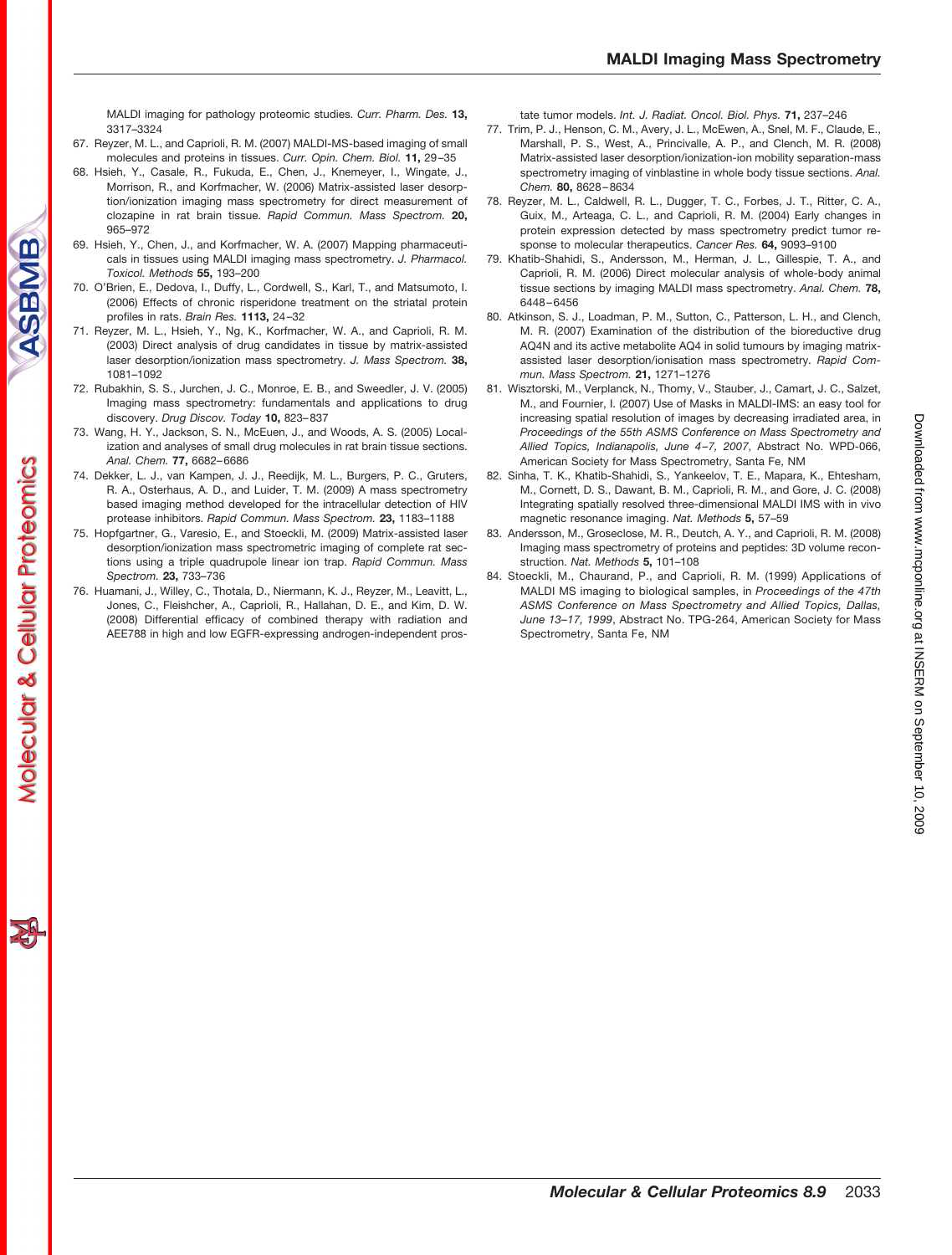MALDI imaging for pathology proteomic studies. *Curr. Pharm. Des.* **13,** 3317–3324

67. Reyzer, M. L., and Caprioli, R. M. (2007) MALDI-MS-based imaging of small molecules and proteins in tissues. *Curr. Opin. Chem. Biol.* **11,** 29–35
68. Hsieh, Y., Casale, R., Fukuda, E., Chen, J., Knemeyer, I., Wingate, J., Morrison, R., and Korfmacher, W. (2006) Matrix-assisted laser desorption/ionization imaging mass spectrometry for direct measurement of clozapine in rat brain tissue. *Rapid Commun. Mass Spectrom.* **20,** 965–972
69. Hsieh, Y., Chen, J., and Korfmacher, W. A. (2007) Mapping pharmaceuticals in tissues using MALDI imaging mass spectrometry. *J. Pharmacol. Toxicol. Methods* **55,** 193–200
70. O'Brien, E., Dedova, I., Duffy, L., Cordwell, S., Karl, T., and Matsumoto, I. (2006) Effects of chronic risperidone treatment on the striatal protein profiles in rats. *Brain Res.* **1113,** 24–32
71. Reyzer, M. L., Hsieh, Y., Ng, K., Korfmacher, W. A., and Caprioli, R. M. (2003) Direct analysis of drug candidates in tissue by matrix-assisted laser desorption/ionization mass spectrometry. *J. Mass Spectrom.* **38,** 1081–1092
72. Rubakhin, S. S., Jurchen, J. C., Monroe, E. B., and Sweedler, J. V. (2005) Imaging mass spectrometry: fundamentals and applications to drug discovery. *Drug Discov. Today* **10,** 823–837
73. Wang, H. Y., Jackson, S. N., McEuen, J., and Woods, A. S. (2005) Localization and analyses of small drug molecules in rat brain tissue sections. *Anal. Chem.* **77,** 6682–6686
74. Dekker, L. J., van Kampen, J. J., Reedijk, M. L., Burgers, P. C., Gruters, R. A., Osterhaus, A. D., and Luider, T. M. (2009) A mass spectrometry based imaging method developed for the intracellular detection of HIV protease inhibitors. *Rapid Commun. Mass Spectrom.* **23,** 1183–1188
75. Hopfgartner, G., Varesio, E., and Stoeckli, M. (2009) Matrix-assisted laser desorption/ionization mass spectrometric imaging of complete rat sections using a triple quadrupole linear ion trap. *Rapid Commun. Mass Spectrom.* **23,** 733–736
76. Huamani, J., Willey, C., Thotala, D., Niermann, K. J., Reyzer, M., Leavitt, L., Jones, C., Fleishcher, A., Caprioli, R., Hallahan, D. E., and Kim, D. W. (2008) Differential efficacy of combined therapy with radiation and AEE788 in high and low EGFR-expressing androgen-independent prostate tumor models. *Int. J. Radiat. Oncol. Biol. Phys.* **71,** 237–246
77. Trim, P. J., Henson, C. M., Avery, J. L., McEwen, A., Snel, M. F., Claude, E., Marshall, P. S., West, A., Princivalle, A. P., and Clench, M. R. (2008) Matrix-assisted laser desorption/ionization-ion mobility separation-mass spectrometry imaging of vinblastine in whole body tissue sections. *Anal. Chem.* **80,** 8628–8634
78. Reyzer, M. L., Caldwell, R. L., Dugger, T. C., Forbes, J. T., Ritter, C. A., Guix, M., Arteaga, C. L., and Caprioli, R. M. (2004) Early changes in protein expression detected by mass spectrometry predict tumor response to molecular therapeutics. *Cancer Res.* **64,** 9093–9100
79. Khatib-Shahidi, S., Andersson, M., Herman, J. L., Gillespie, T. A., and Caprioli, R. M. (2006) Direct molecular analysis of whole-body animal tissue sections by imaging MALDI mass spectrometry. *Anal. Chem.* **78,** 6448–6456
80. Atkinson, S. J., Loadman, P. M., Sutton, C., Patterson, L. H., and Clench, M. R. (2007) Examination of the distribution of the bioreductive drug AQ4N and its active metabolite AQ4 in solid tumours by imaging matrix-assisted laser desorption/ionisation mass spectrometry. *Rapid Commun. Mass Spectrom.* **21,** 1271–1276
81. Wisztorski, M., Verplanck, N., Thomy, V., Stauber, J., Camart, J. C., Salzet, M., and Fournier, I. (2007) Use of Masks in MALDI-IMS: an easy tool for increasing spatial resolution of images by decreasing irradiated area, in *Proceedings of the 55th ASMS Conference on Mass Spectrometry and Allied Topics, Indianapolis, June 4–7, 2007*, Abstract No. WPD-066, American Society for Mass Spectrometry, Santa Fe, NM
82. Sinha, T. K., Khatib-Shahidi, S., Yankeelov, T. E., Mapara, K., Ehtesham, M., Cornett, D. S., Dawant, B. M., Caprioli, R. M., and Gore, J. C. (2008) Integrating spatially resolved three-dimensional MALDI IMS with in vivo magnetic resonance imaging. *Nat. Methods* **5,** 57–59
83. Andersson, M., Groseclose, M. R., Deutch, A. Y., and Caprioli, R. M. (2008) Imaging mass spectrometry of proteins and peptides: 3D volume reconstruction. *Nat. Methods* **5,** 101–108
84. Stoeckli, M., Chaurand, P., and Caprioli, R. M. (1999) Applications of MALDI MS imaging to biological samples, in *Proceedings of the 47th ASMS Conference on Mass Spectrometry and Allied Topics, Dallas, June 13–17, 1999*, Abstract No. TPG-264, American Society for Mass Spectrometry, Santa Fe, NM